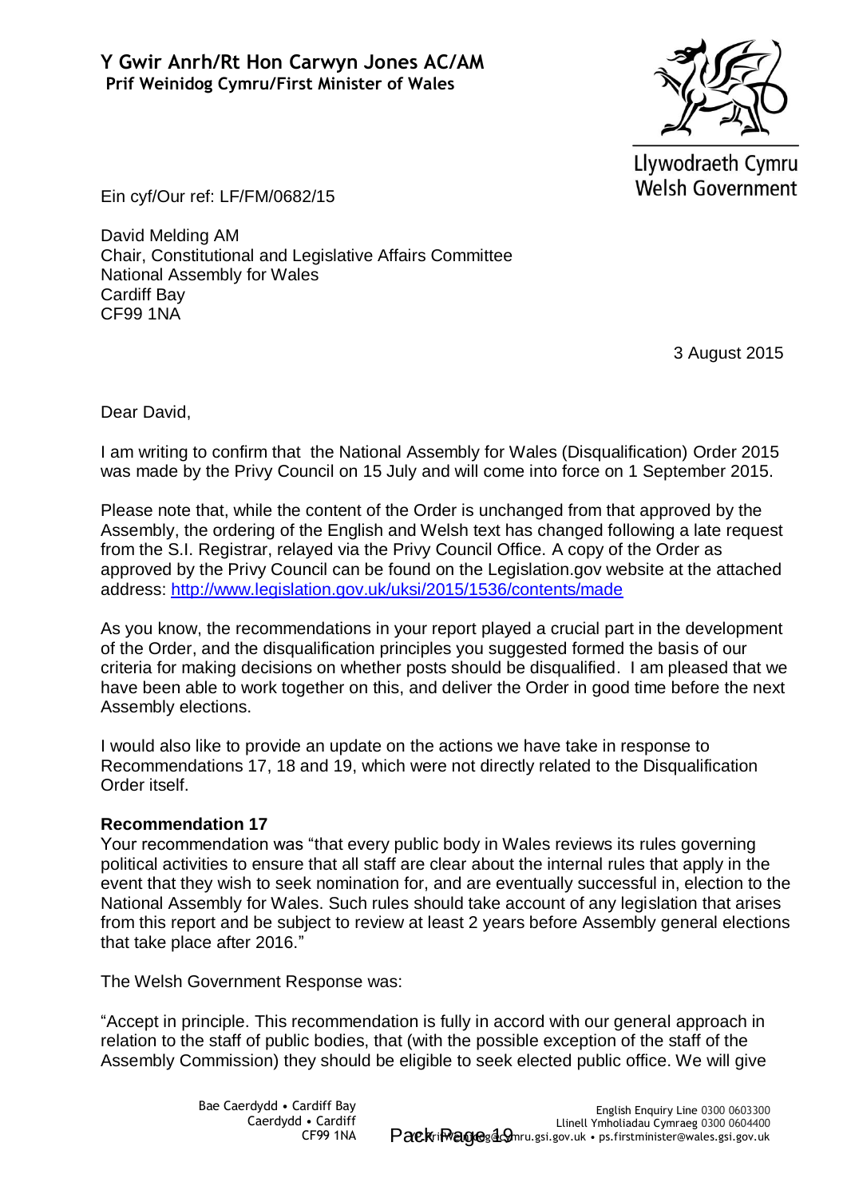**Y Gwir Anrh/Rt Hon Carwyn Jones AC/AM**
**Prif Weinidog Cymru/First Minister of Wales**

Llywodraeth Cymru
Welsh Government

Ein cyf/Our ref: LF/FM/0682/15

David Melding AM
Chair, Constitutional and Legislative Affairs Committee
National Assembly for Wales
Cardiff Bay
CF99 1NA

3 August 2015

Dear David,

I am writing to confirm that the National Assembly for Wales (Disqualification) Order 2015 was made by the Privy Council on 15 July and will come into force on 1 September 2015.

Please note that, while the content of the Order is unchanged from that approved by the Assembly, the ordering of the English and Welsh text has changed following a late request from the S.I. Registrar, relayed via the Privy Council Office. A copy of the Order as approved by the Privy Council can be found on the Legislation.gov website at the attached address: [http://www.legislation.gov.uk/uksi/2015/1536/contents/made](http://www.legislation.gov.uk/uksi/2015/1536/contents/made)

As you know, the recommendations in your report played a crucial part in the development of the Order, and the disqualification principles you suggested formed the basis of our criteria for making decisions on whether posts should be disqualified. I am pleased that we have been able to work together on this, and deliver the Order in good time before the next Assembly elections.

I would also like to provide an update on the actions we have take in response to Recommendations 17, 18 and 19, which were not directly related to the Disqualification Order itself.

**Recommendation 17**

Your recommendation was "that every public body in Wales reviews its rules governing political activities to ensure that all staff are clear about the internal rules that apply in the event that they wish to seek nomination for, and are eventually successful in, election to the National Assembly for Wales. Such rules should take account of any legislation that arises from this report and be subject to review at least 2 years before Assembly general elections that take place after 2016."

The Welsh Government Response was:

"Accept in principle. This recommendation is fully in accord with our general approach in relation to the staff of public bodies, that (with the possible exception of the staff of the Assembly Commission) they should be eligible to seek elected public office. We will give

Bae Caerdydd • Cardiff Bay
Caerdydd • Cardiff
CF99 1NA

English Enquiry Line 0300 0603300
Llinell Ymholiadau Cymraeg 0300 0604400
YPCPrifWeinidog@cymru.gsi.gov.uk • ps.firstminister@wales.gsi.gov.uk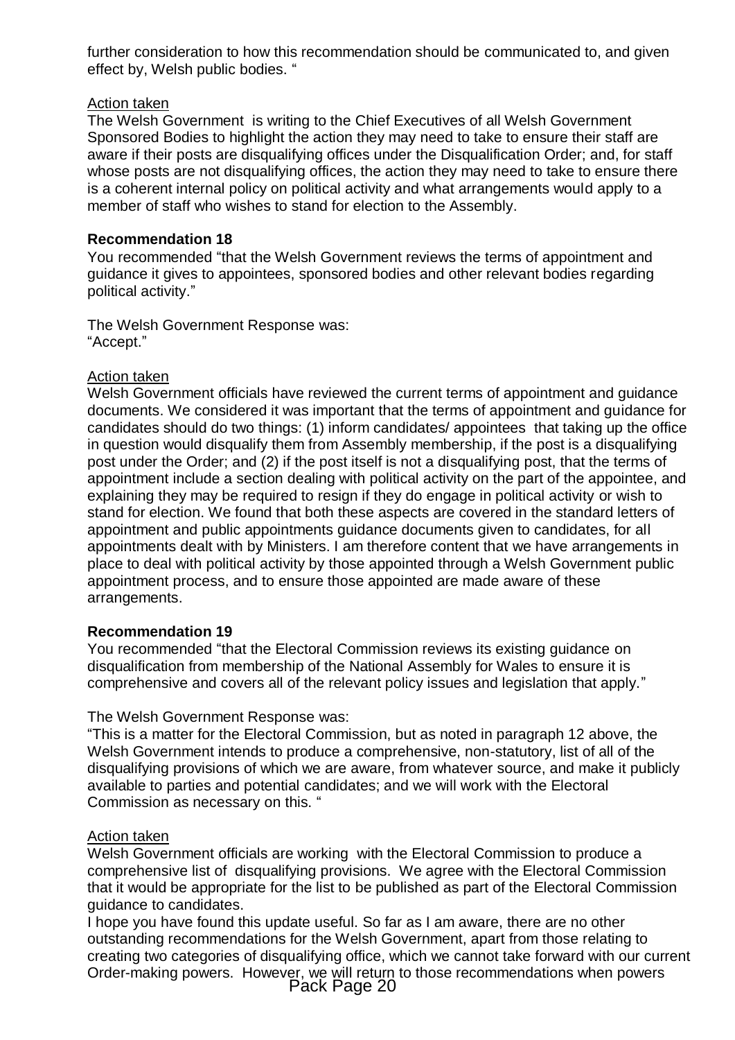further consideration to how this recommendation should be communicated to, and given effect by, Welsh public bodies. "

Action taken

The Welsh Government is writing to the Chief Executives of all Welsh Government Sponsored Bodies to highlight the action they may need to take to ensure their staff are aware if their posts are disqualifying offices under the Disqualification Order; and, for staff whose posts are not disqualifying offices, the action they may need to take to ensure there is a coherent internal policy on political activity and what arrangements would apply to a member of staff who wishes to stand for election to the Assembly.

**Recommendation 18**

You recommended "that the Welsh Government reviews the terms of appointment and guidance it gives to appointees, sponsored bodies and other relevant bodies regarding political activity."

The Welsh Government Response was:
"Accept."

Action taken

Welsh Government officials have reviewed the current terms of appointment and guidance documents. We considered it was important that the terms of appointment and guidance for candidates should do two things: (1) inform candidates/ appointees that taking up the office in question would disqualify them from Assembly membership, if the post is a disqualifying post under the Order; and (2) if the post itself is not a disqualifying post, that the terms of appointment include a section dealing with political activity on the part of the appointee, and explaining they may be required to resign if they do engage in political activity or wish to stand for election. We found that both these aspects are covered in the standard letters of appointment and public appointments guidance documents given to candidates, for all appointments dealt with by Ministers. I am therefore content that we have arrangements in place to deal with political activity by those appointed through a Welsh Government public appointment process, and to ensure those appointed are made aware of these arrangements.

**Recommendation 19**

You recommended "that the Electoral Commission reviews its existing guidance on disqualification from membership of the National Assembly for Wales to ensure it is comprehensive and covers all of the relevant policy issues and legislation that apply."

The Welsh Government Response was:

"This is a matter for the Electoral Commission, but as noted in paragraph 12 above, the Welsh Government intends to produce a comprehensive, non-statutory, list of all of the disqualifying provisions of which we are aware, from whatever source, and make it publicly available to parties and potential candidates; and we will work with the Electoral Commission as necessary on this. "

Action taken

Welsh Government officials are working with the Electoral Commission to produce a comprehensive list of disqualifying provisions. We agree with the Electoral Commission that it would be appropriate for the list to be published as part of the Electoral Commission guidance to candidates.

I hope you have found this update useful. So far as I am aware, there are no other outstanding recommendations for the Welsh Government, apart from those relating to creating two categories of disqualifying office, which we cannot take forward with our current Order-making powers. However, we will return to those recommendations when powers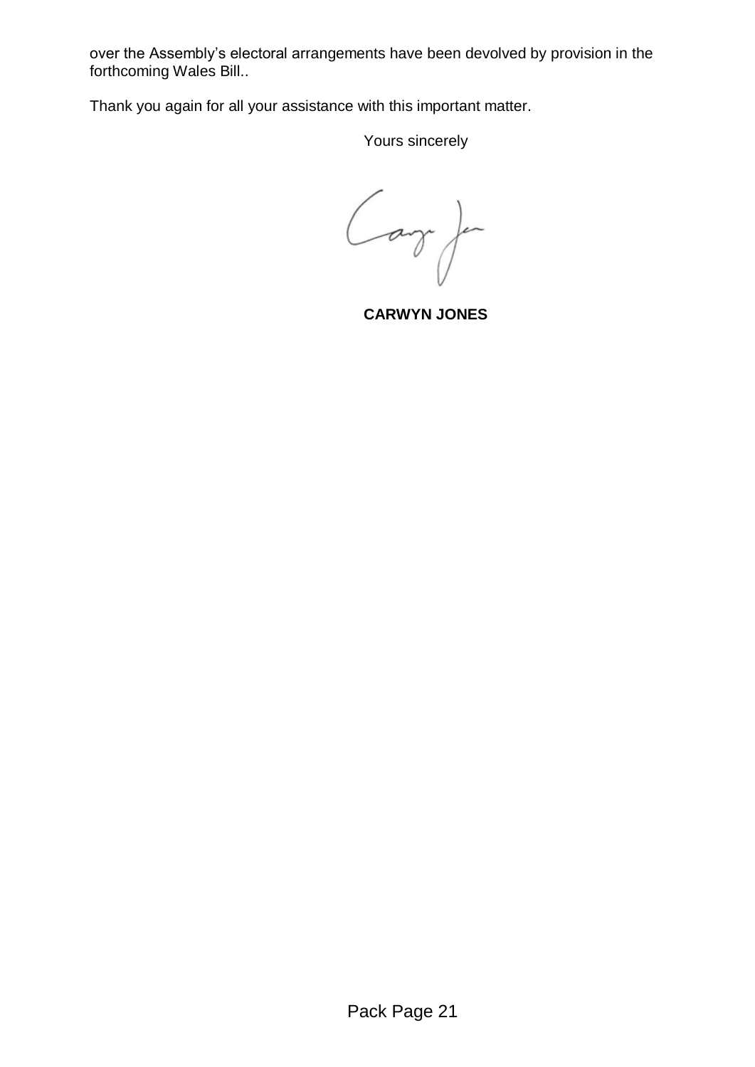over the Assembly's electoral arrangements have been devolved by provision in the forthcoming Wales Bill..

Thank you again for all your assistance with this important matter.

Yours sincerely

**CARWYN JONES**